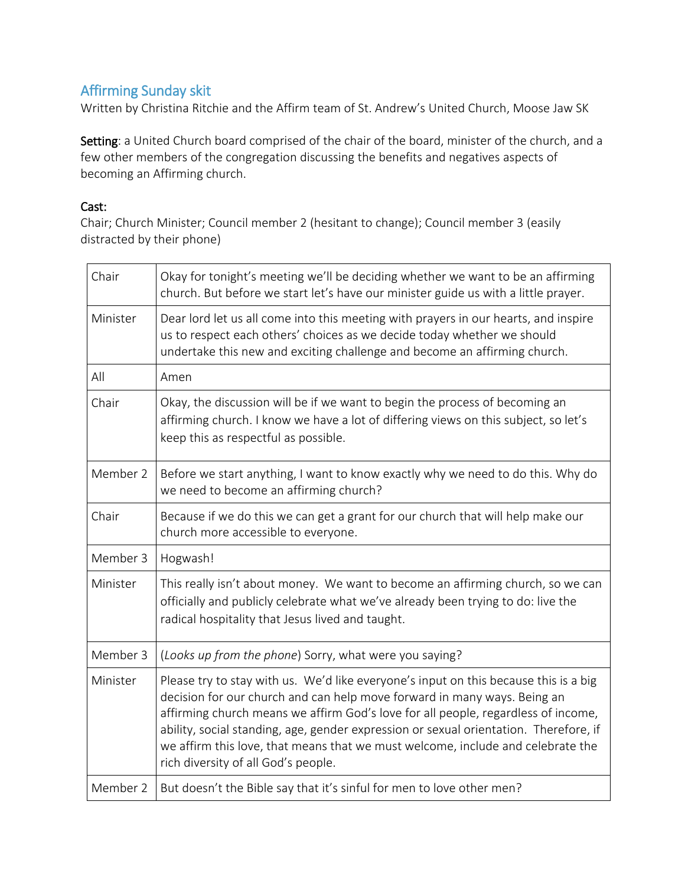## Affirming Sunday skit

Written by Christina Ritchie and the Affirm team of St. Andrew's United Church, Moose Jaw SK

**Setting**: a United Church board comprised of the chair of the board, minister of the church, and a few other members of the congregation discussing the benefits and negatives aspects of becoming an Affirming church.

**Cast:**

Chair; Church Minister; Council member 2 (hesitant to change); Council member 3 (easily distracted by their phone)

| Speaker | Line |
|---|---|
| Chair | Okay for tonight's meeting we'll be deciding whether we want to be an affirming church. But before we start let's have our minister guide us with a little prayer. |
| Minister | Dear lord let us all come into this meeting with prayers in our hearts, and inspire us to respect each others' choices as we decide today whether we should undertake this new and exciting challenge and become an affirming church. |
| All | Amen |
| Chair | Okay, the discussion will be if we want to begin the process of becoming an affirming church. I know we have a lot of differing views on this subject, so let's keep this as respectful as possible. |
| Member 2 | Before we start anything, I want to know exactly why we need to do this. Why do we need to become an affirming church? |
| Chair | Because if we do this we can get a grant for our church that will help make our church more accessible to everyone. |
| Member 3 | Hogwash! |
| Minister | This really isn't about money. We want to become an affirming church, so we can officially and publicly celebrate what we've already been trying to do: live the radical hospitality that Jesus lived and taught. |
| Member 3 | (*Looks up from the phone*) Sorry, what were you saying? |
| Minister | Please try to stay with us. We'd like everyone's input on this because this is a big decision for our church and can help move forward in many ways. Being an affirming church means we affirm God's love for all people, regardless of income, ability, social standing, age, gender expression or sexual orientation. Therefore, if we affirm this love, that means that we must welcome, include and celebrate the rich diversity of all God's people. |
| Member 2 | But doesn't the Bible say that it's sinful for men to love other men? |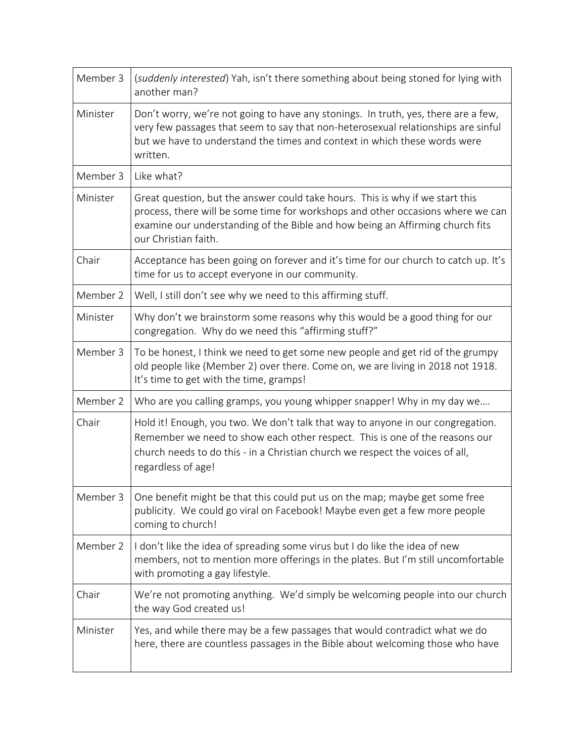| | |
|---|---|
| Member 3 | (*suddenly interested*) Yah, isn't there something about being stoned for lying with another man? |
| Minister | Don't worry, we're not going to have any stonings. In truth, yes, there are a few, very few passages that seem to say that non-heterosexual relationships are sinful but we have to understand the times and context in which these words were written. |
| Member 3 | Like what? |
| Minister | Great question, but the answer could take hours. This is why if we start this process, there will be some time for workshops and other occasions where we can examine our understanding of the Bible and how being an Affirming church fits our Christian faith. |
| Chair | Acceptance has been going on forever and it's time for our church to catch up. It's time for us to accept everyone in our community. |
| Member 2 | Well, I still don't see why we need to this affirming stuff. |
| Minister | Why don't we brainstorm some reasons why this would be a good thing for our congregation. Why do we need this "affirming stuff?" |
| Member 3 | To be honest, I think we need to get some new people and get rid of the grumpy old people like (Member 2) over there. Come on, we are living in 2018 not 1918. It's time to get with the time, gramps! |
| Member 2 | Who are you calling gramps, you young whipper snapper! Why in my day we…. |
| Chair | Hold it! Enough, you two. We don't talk that way to anyone in our congregation. Remember we need to show each other respect. This is one of the reasons our church needs to do this - in a Christian church we respect the voices of all, regardless of age! |
| Member 3 | One benefit might be that this could put us on the map; maybe get some free publicity. We could go viral on Facebook! Maybe even get a few more people coming to church! |
| Member 2 | I don't like the idea of spreading some virus but I do like the idea of new members, not to mention more offerings in the plates. But I'm still uncomfortable with promoting a gay lifestyle. |
| Chair | We're not promoting anything. We'd simply be welcoming people into our church the way God created us! |
| Minister | Yes, and while there may be a few passages that would contradict what we do here, there are countless passages in the Bible about welcoming those who have |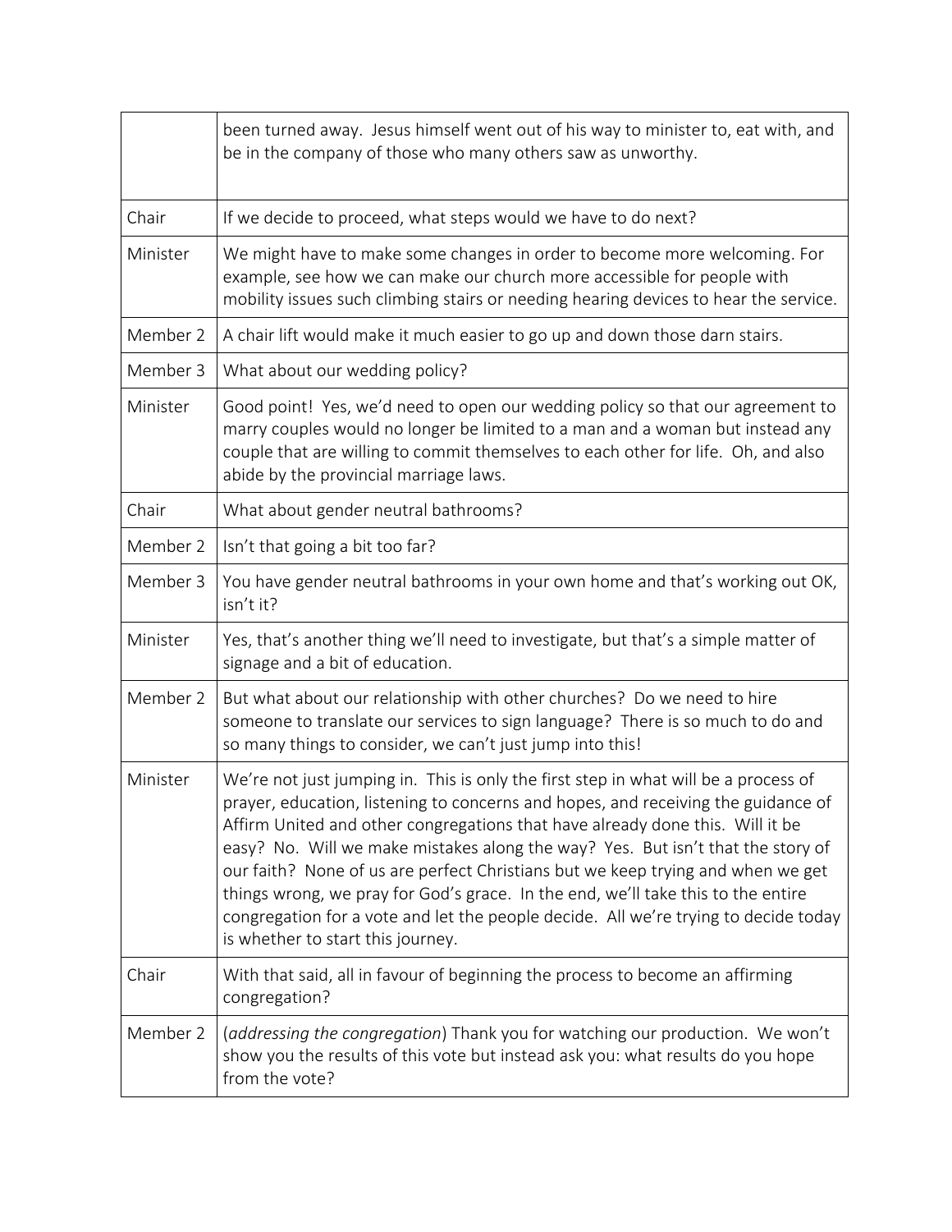| | |
|---|---|
| | been turned away. Jesus himself went out of his way to minister to, eat with, and be in the company of those who many others saw as unworthy. |
| Chair | If we decide to proceed, what steps would we have to do next? |
| Minister | We might have to make some changes in order to become more welcoming. For example, see how we can make our church more accessible for people with mobility issues such climbing stairs or needing hearing devices to hear the service. |
| Member 2 | A chair lift would make it much easier to go up and down those darn stairs. |
| Member 3 | What about our wedding policy? |
| Minister | Good point! Yes, we'd need to open our wedding policy so that our agreement to marry couples would no longer be limited to a man and a woman but instead any couple that are willing to commit themselves to each other for life. Oh, and also abide by the provincial marriage laws. |
| Chair | What about gender neutral bathrooms? |
| Member 2 | Isn't that going a bit too far? |
| Member 3 | You have gender neutral bathrooms in your own home and that's working out OK, isn't it? |
| Minister | Yes, that's another thing we'll need to investigate, but that's a simple matter of signage and a bit of education. |
| Member 2 | But what about our relationship with other churches? Do we need to hire someone to translate our services to sign language? There is so much to do and so many things to consider, we can't just jump into this! |
| Minister | We're not just jumping in. This is only the first step in what will be a process of prayer, education, listening to concerns and hopes, and receiving the guidance of Affirm United and other congregations that have already done this. Will it be easy? No. Will we make mistakes along the way? Yes. But isn't that the story of our faith? None of us are perfect Christians but we keep trying and when we get things wrong, we pray for God's grace. In the end, we'll take this to the entire congregation for a vote and let the people decide. All we're trying to decide today is whether to start this journey. |
| Chair | With that said, all in favour of beginning the process to become an affirming congregation? |
| Member 2 | (*addressing the congregation*) Thank you for watching our production. We won't show you the results of this vote but instead ask you: what results do you hope from the vote? |